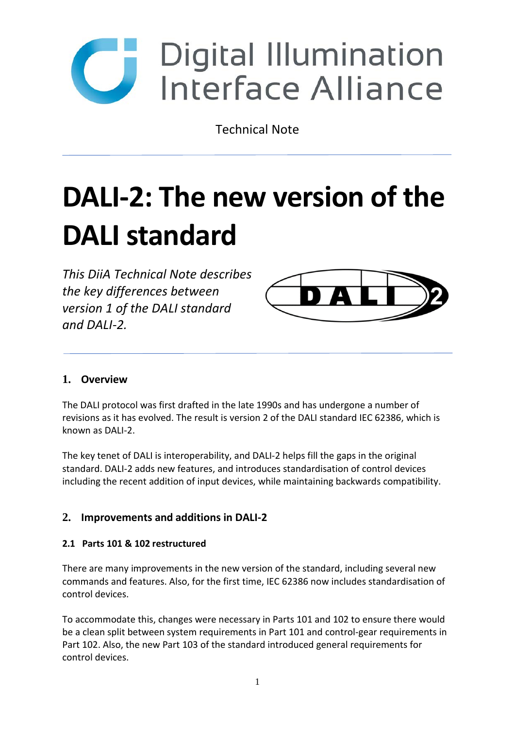Digital Illumination Interface Alliance

Technical Note

# DALI-2: The new version of the DALI standard

*This DiiA Technical Note describes the key differences between version 1 of the DALI standard and DALI-2.*

## 1. Overview

The DALI protocol was first drafted in the late 1990s and has undergone a number of revisions as it has evolved. The result is version 2 of the DALI standard IEC 62386, which is known as DALI-2.

The key tenet of DALI is interoperability, and DALI-2 helps fill the gaps in the original standard. DALI-2 adds new features, and introduces standardisation of control devices including the recent addition of input devices, while maintaining backwards compatibility.

## 2. Improvements and additions in DALI-2

### 2.1 Parts 101 & 102 restructured

There are many improvements in the new version of the standard, including several new commands and features. Also, for the first time, IEC 62386 now includes standardisation of control devices.

To accommodate this, changes were necessary in Parts 101 and 102 to ensure there would be a clean split between system requirements in Part 101 and control-gear requirements in Part 102. Also, the new Part 103 of the standard introduced general requirements for control devices.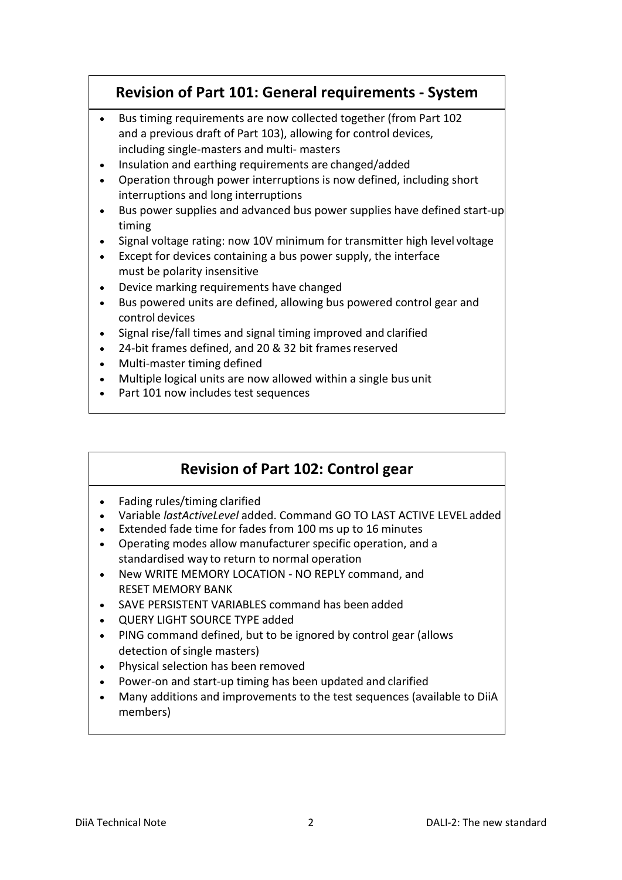## Revision of Part 101: General requirements - System

- Bus timing requirements are now collected together (from Part 102 and a previous draft of Part 103), allowing for control devices, including single-masters and multi- masters
- Insulation and earthing requirements are changed/added
- Operation through power interruptions is now defined, including short interruptions and long interruptions
- Bus power supplies and advanced bus power supplies have defined start-up timing
- Signal voltage rating: now 10V minimum for transmitter high level voltage
- Except for devices containing a bus power supply, the interface must be polarity insensitive
- Device marking requirements have changed
- Bus powered units are defined, allowing bus powered control gear and control devices
- Signal rise/fall times and signal timing improved and clarified
- 24-bit frames defined, and 20 & 32 bit frames reserved
- Multi-master timing defined
- Multiple logical units are now allowed within a single bus unit
- Part 101 now includes test sequences

## Revision of Part 102: Control gear

- Fading rules/timing clarified
- Variable *lastActiveLevel* added. Command GO TO LAST ACTIVE LEVEL added
- Extended fade time for fades from 100 ms up to 16 minutes
- Operating modes allow manufacturer specific operation, and a standardised way to return to normal operation
- New WRITE MEMORY LOCATION - NO REPLY command, and RESET MEMORY BANK
- SAVE PERSISTENT VARIABLES command has been added
- QUERY LIGHT SOURCE TYPE added
- PING command defined, but to be ignored by control gear (allows detection of single masters)
- Physical selection has been removed
- Power-on and start-up timing has been updated and clarified
- Many additions and improvements to the test sequences (available to DiiA members)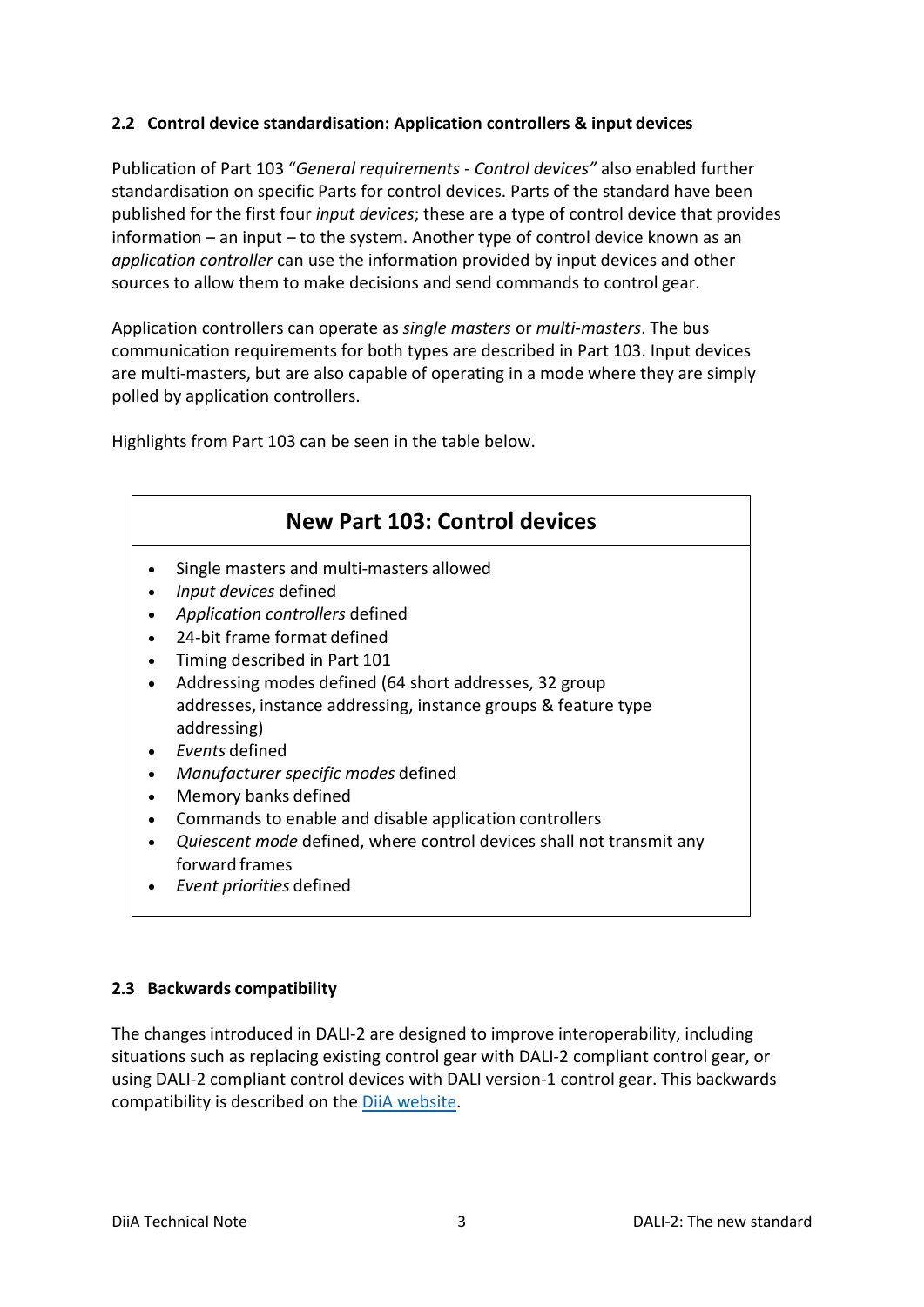### 2.2 Control device standardisation: Application controllers & input devices

Publication of Part 103 "*General requirements - Control devices"* also enabled further standardisation on specific Parts for control devices. Parts of the standard have been published for the first four *input devices*; these are a type of control device that provides information – an input – to the system. Another type of control device known as an *application controller* can use the information provided by input devices and other sources to allow them to make decisions and send commands to control gear.

Application controllers can operate as *single masters* or *multi-masters*. The bus communication requirements for both types are described in Part 103. Input devices are multi-masters, but are also capable of operating in a mode where they are simply polled by application controllers.

Highlights from Part 103 can be seen in the table below.

| **New Part 103: Control devices** |
| --- |
| • Single masters and multi-masters allowed<br>• *Input devices* defined<br>• *Application controllers* defined<br>• 24-bit frame format defined<br>• Timing described in Part 101<br>• Addressing modes defined (64 short addresses, 32 group addresses, instance addressing, instance groups & feature type addressing)<br>• *Events* defined<br>• *Manufacturer specific modes* defined<br>• Memory banks defined<br>• Commands to enable and disable application controllers<br>• *Quiescent mode* defined, where control devices shall not transmit any forward frames<br>• *Event priorities* defined |

### 2.3 Backwards compatibility

The changes introduced in DALI-2 are designed to improve interoperability, including situations such as replacing existing control gear with DALI-2 compliant control gear, or using DALI-2 compliant control devices with DALI version-1 control gear. This backwards compatibility is described on the DiiA website.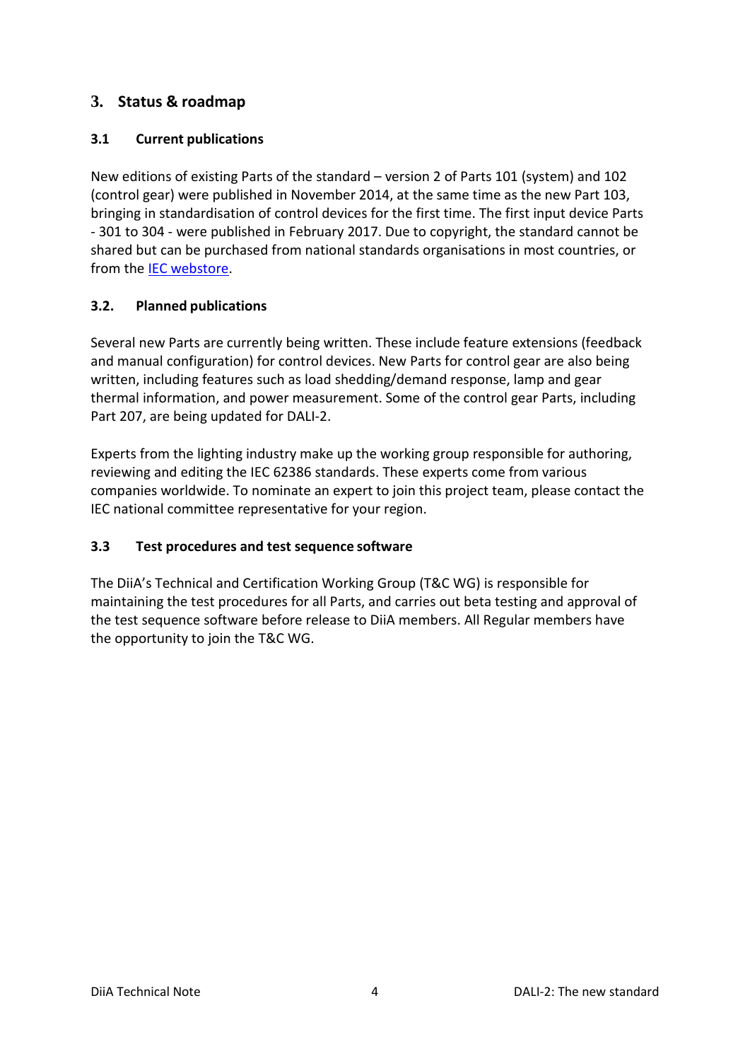## 3. Status & roadmap

### 3.1 Current publications

New editions of existing Parts of the standard – version 2 of Parts 101 (system) and 102 (control gear) were published in November 2014, at the same time as the new Part 103, bringing in standardisation of control devices for the first time. The first input device Parts - 301 to 304 - were published in February 2017. Due to copyright, the standard cannot be shared but can be purchased from national standards organisations in most countries, or from the IEC webstore.

### 3.2. Planned publications

Several new Parts are currently being written. These include feature extensions (feedback and manual configuration) for control devices. New Parts for control gear are also being written, including features such as load shedding/demand response, lamp and gear thermal information, and power measurement. Some of the control gear Parts, including Part 207, are being updated for DALI-2.

Experts from the lighting industry make up the working group responsible for authoring, reviewing and editing the IEC 62386 standards. These experts come from various companies worldwide. To nominate an expert to join this project team, please contact the IEC national committee representative for your region.

### 3.3 Test procedures and test sequence software

The DiiA's Technical and Certification Working Group (T&C WG) is responsible for maintaining the test procedures for all Parts, and carries out beta testing and approval of the test sequence software before release to DiiA members. All Regular members have the opportunity to join the T&C WG.